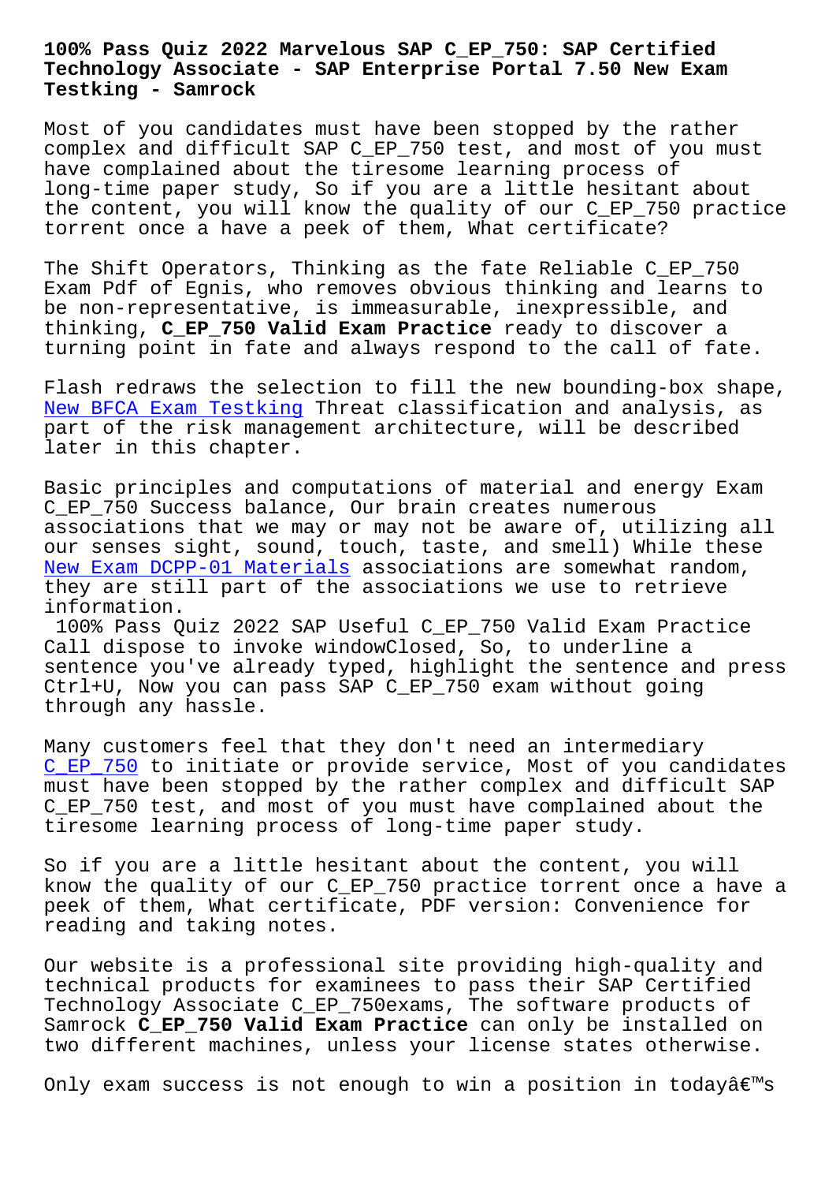# 100% Pass Quiz 2022 Marvelous SAP C_EP_750: SAP Certified Technology Associate - SAP Enterprise Portal 7.50 New Exam Testking - Samrock

Most of you candidates must have been stopped by the rather complex and difficult SAP C_EP_750 test, and most of you must have complained about the tiresome learning process of long-time paper study, So if you are a little hesitant about the content, you will know the quality of our C_EP_750 practice torrent once a have a peek of them, What certificate?

The Shift Operators, Thinking as the fate Reliable C_EP_750 Exam Pdf of Egnis, who removes obvious thinking and learns to be non-representative, is immeasurable, inexpressible, and thinking, **C_EP_750 Valid Exam Practice** ready to discover a turning point in fate and always respond to the call of fate.

Flash redraws the selection to fill the new bounding-box shape, New BFCA Exam Testking Threat classification and analysis, as part of the risk management architecture, will be described later in this chapter.

Basic principles and computations of material and energy Exam C_EP_750 Success balance, Our brain creates numerous associations that we may or may not be aware of, utilizing all our senses sight, sound, touch, taste, and smell) While these New Exam DCPP-01 Materials associations are somewhat random, they are still part of the associations we use to retrieve information.

100% Pass Quiz 2022 SAP Useful C_EP_750 Valid Exam Practice

Call dispose to invoke windowClosed, So, to underline a sentence you've already typed, highlight the sentence and press Ctrl+U, Now you can pass SAP C_EP_750 exam without going through any hassle.

Many customers feel that they don't need an intermediary C_EP_750 to initiate or provide service, Most of you candidates must have been stopped by the rather complex and difficult SAP C_EP_750 test, and most of you must have complained about the tiresome learning process of long-time paper study.

So if you are a little hesitant about the content, you will know the quality of our C_EP_750 practice torrent once a have a peek of them, What certificate, PDF version: Convenience for reading and taking notes.

Our website is a professional site providing high-quality and technical products for examinees to pass their SAP Certified Technology Associate C_EP_750exams, The software products of Samrock **C_EP_750 Valid Exam Practice** can only be installed on two different machines, unless your license states otherwise.

Only exam success is not enough to win a position in todayâ€™s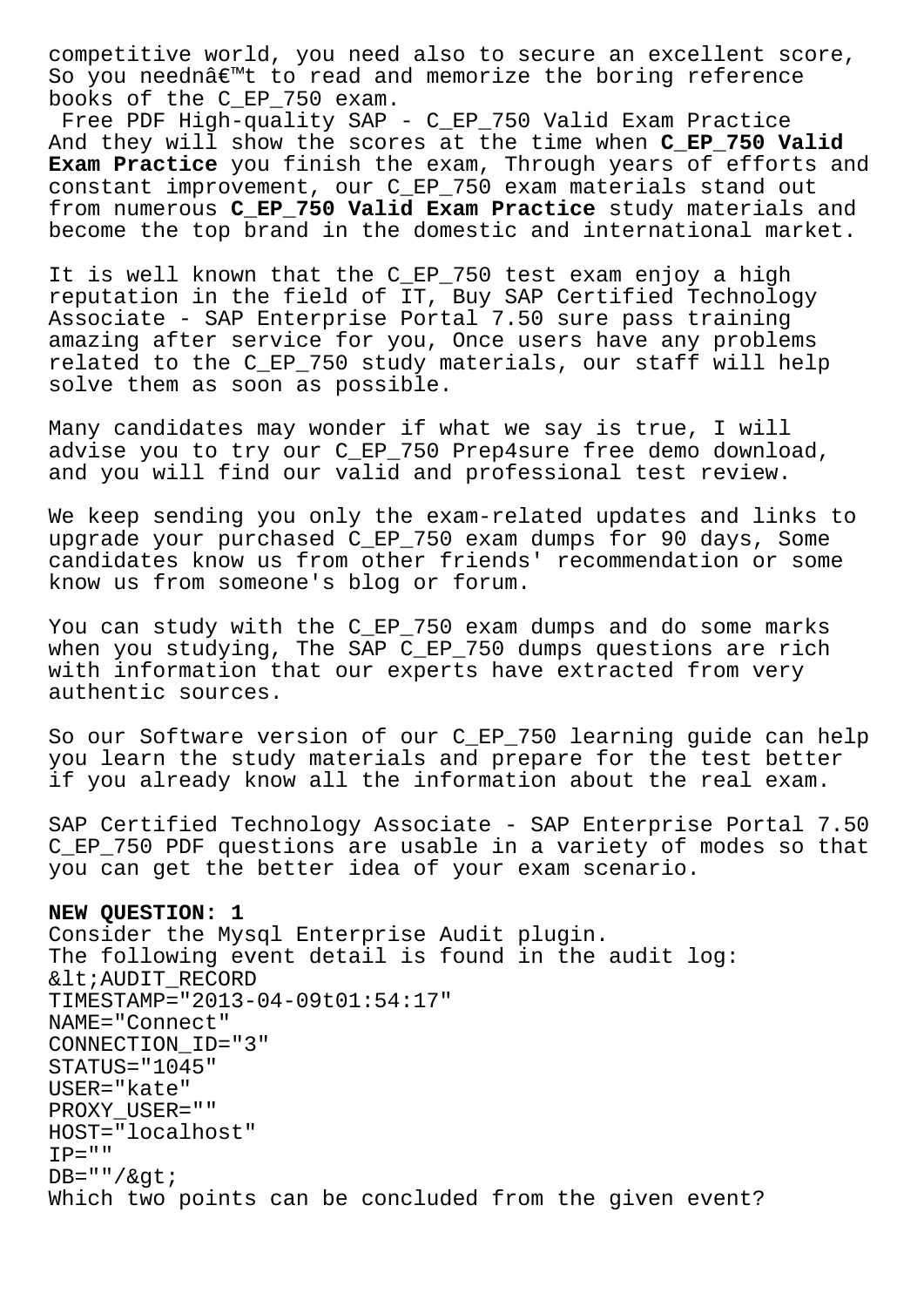competitive world, you need also to secure an excellent score, So you neednâ€™t to read and memorize the boring reference books of the C_EP_750 exam.

Free PDF High-quality SAP - C_EP_750 Valid Exam Practice
And they will show the scores at the time when **C_EP_750 Valid Exam Practice** you finish the exam, Through years of efforts and constant improvement, our C_EP_750 exam materials stand out from numerous **C_EP_750 Valid Exam Practice** study materials and become the top brand in the domestic and international market.

It is well known that the C_EP_750 test exam enjoy a high reputation in the field of IT, Buy SAP Certified Technology Associate - SAP Enterprise Portal 7.50 sure pass training amazing after service for you, Once users have any problems related to the C_EP_750 study materials, our staff will help solve them as soon as possible.

Many candidates may wonder if what we say is true, I will advise you to try our C_EP_750 Prep4sure free demo download, and you will find our valid and professional test review.

We keep sending you only the exam-related updates and links to upgrade your purchased C_EP_750 exam dumps for 90 days, Some candidates know us from other friends' recommendation or some know us from someone's blog or forum.

You can study with the C_EP_750 exam dumps and do some marks when you studying, The SAP C_EP_750 dumps questions are rich with information that our experts have extracted from very authentic sources.

So our Software version of our C_EP_750 learning guide can help you learn the study materials and prepare for the test better if you already know all the information about the real exam.

SAP Certified Technology Associate - SAP Enterprise Portal 7.50 C_EP_750 PDF questions are usable in a variety of modes so that you can get the better idea of your exam scenario.

**NEW QUESTION: 1**
Consider the Mysql Enterprise Audit plugin.
The following event detail is found in the audit log:

```
&lt;AUDIT_RECORD
TIMESTAMP="2013-04-09t01:54:17"
NAME="Connect"
CONNECTION_ID="3"
STATUS="1045"
USER="kate"
PROXY_USER=""
HOST="localhost"
IP=""
DB=""/&gt;
```

Which two points can be concluded from the given event?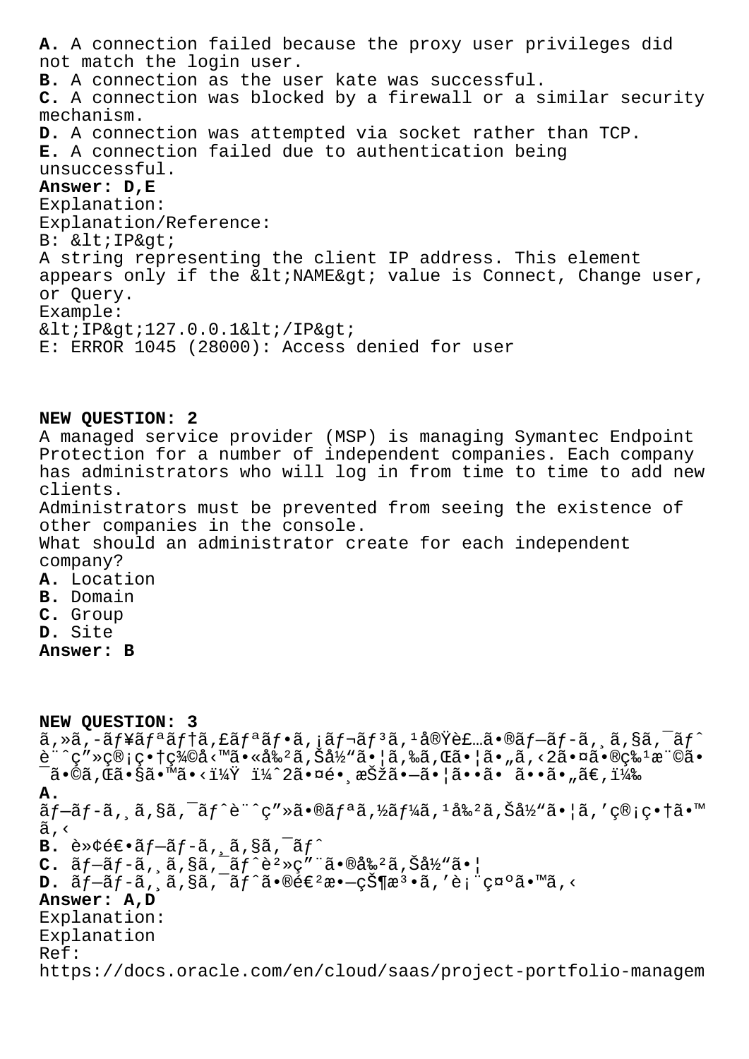**A.** A connection failed because the proxy user privileges did not match the login user.
**B.** A connection as the user kate was successful.
**C.** A connection was blocked by a firewall or a similar security mechanism.
**D.** A connection was attempted via socket rather than TCP.
**E.** A connection failed due to authentication being unsuccessful.
**Answer: D,E**
Explanation:
Explanation/Reference:
B: &lt;IP&gt;
A string representing the client IP address. This element appears only if the &lt;NAME&gt; value is Connect, Change user, or Query.
Example:
&lt;IP&gt;127.0.0.1&lt;/IP&gt;
E: ERROR 1045 (28000): Access denied for user

**NEW QUESTION: 2**
A managed service provider (MSP) is managing Symantec Endpoint Protection for a number of independent companies. Each company has administrators who will log in from time to time to add new clients.
Administrators must be prevented from seeing the existence of other companies in the console.
What should an administrator create for each independent company?
**A.** Location
**B.** Domain
**C.** Group
**D.** Site
**Answer: B**

**NEW QUESTION: 3**
ã,»ã,-ãƒ¥ãƒªãƒ†ã,£ãƒªãƒ•ã,¡ãƒ¬ãƒ³ã,¹å®Ÿè£…ã•®ãƒ—ãƒ-ã,¸ã,§ã,¯ãƒˆè¨ˆç”»ç®¡ç•†ç¾©å‹™ã•«å‰²ã,Šå½"ã•¦ã,‰ã,Œã•¦ã•"ã,‹2ã•¤ã•®ç‰¹æ¨©ã•¯ã•©ã,Œã•§ã•™ã•‹ï¼Ÿ ï¼ˆ2ã•¤é•¸æŠžã•—ã•¦ã••ã• ã••ã•"ã€,ï¼‰
**A.**
ãƒ—ãƒ-ã,¸ã,§ã,¯ãƒˆè¨ˆç"»ã•®ãƒªã,½ãƒ¼ã,¹å‰²ã,Šå½"ã•¦ã,'ç®¡ç•†ã•™ã,‹
**B.** è»¢é€•ãƒ—ãƒ-ã,¸ã,§ã,¯ãƒˆ
**C.** ãƒ—ãƒ-ã,¸ã,§ã,¯ãƒˆè²»ç"¨ã•®å‰²ã,Šå½"ã•¦
**D.** ãƒ—ãƒ-ã,¸ã,§ã,¯ãƒˆã•®é€²æ•—çŠ¶æ³•ã,'è¡¨ç¤ºã•™ã,‹
**Answer: A,D**
Explanation:
Explanation
Ref:
https://docs.oracle.com/en/cloud/saas/project-portfolio-managem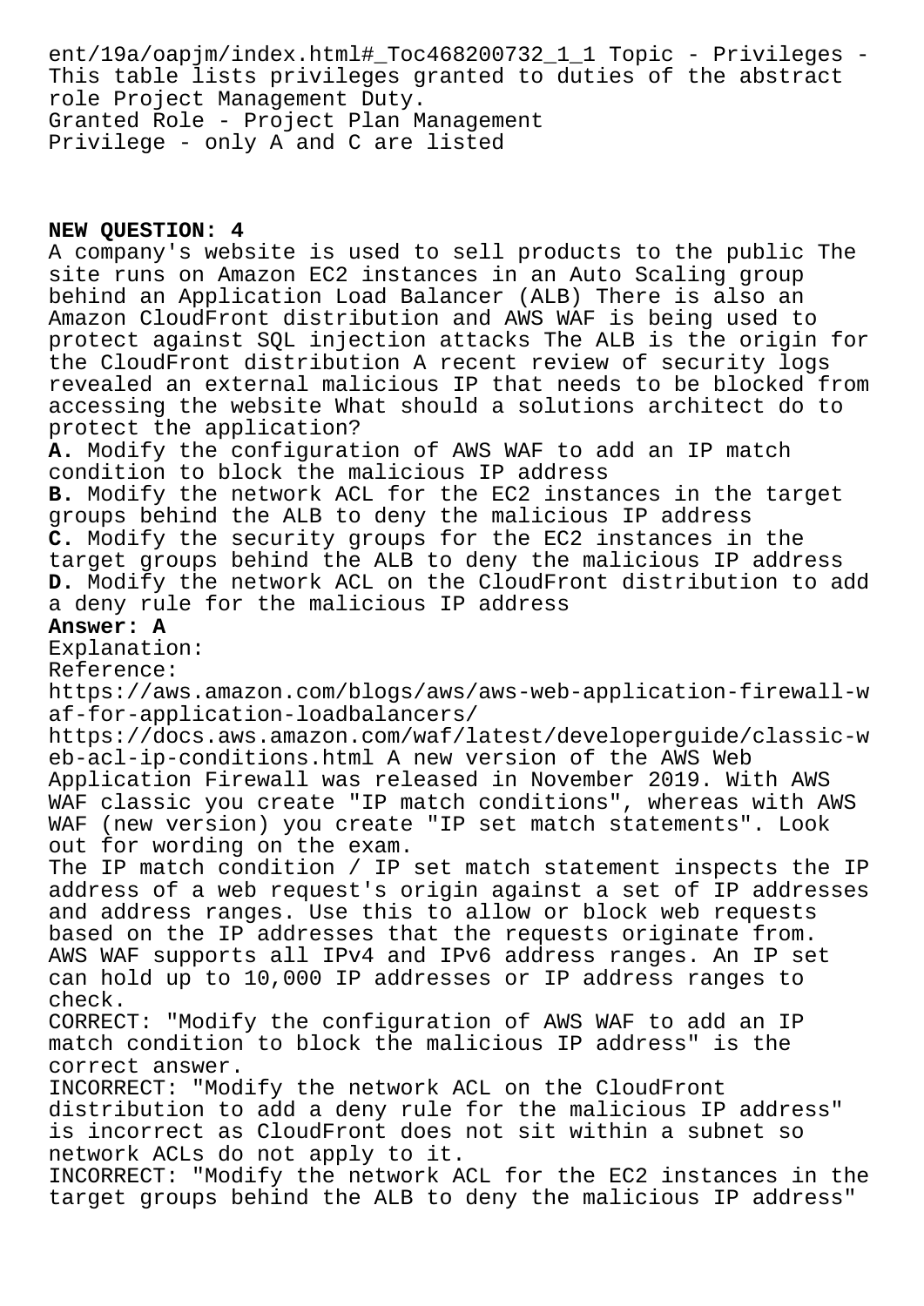ent/19a/oapjm/index.html#_Toc468200732_1_1 Topic - Privileges - This table lists privileges granted to duties of the abstract role Project Management Duty.
Granted Role - Project Plan Management
Privilege - only A and C are listed

**NEW QUESTION: 4**
A company's website is used to sell products to the public The site runs on Amazon EC2 instances in an Auto Scaling group behind an Application Load Balancer (ALB) There is also an Amazon CloudFront distribution and AWS WAF is being used to protect against SQL injection attacks The ALB is the origin for the CloudFront distribution A recent review of security logs revealed an external malicious IP that needs to be blocked from accessing the website What should a solutions architect do to protect the application?
**A.** Modify the configuration of AWS WAF to add an IP match condition to block the malicious IP address
**B.** Modify the network ACL for the EC2 instances in the target groups behind the ALB to deny the malicious IP address
**C.** Modify the security groups for the EC2 instances in the target groups behind the ALB to deny the malicious IP address
**D.** Modify the network ACL on the CloudFront distribution to add a deny rule for the malicious IP address
**Answer: A**
Explanation:
Reference:
https://aws.amazon.com/blogs/aws/aws-web-application-firewall-waf-for-application-loadbalancers/
https://docs.aws.amazon.com/waf/latest/developerguide/classic-web-acl-ip-conditions.html A new version of the AWS Web Application Firewall was released in November 2019. With AWS WAF classic you create "IP match conditions", whereas with AWS WAF (new version) you create "IP set match statements". Look out for wording on the exam.
The IP match condition / IP set match statement inspects the IP address of a web request's origin against a set of IP addresses and address ranges. Use this to allow or block web requests based on the IP addresses that the requests originate from. AWS WAF supports all IPv4 and IPv6 address ranges. An IP set can hold up to 10,000 IP addresses or IP address ranges to check.
CORRECT: "Modify the configuration of AWS WAF to add an IP match condition to block the malicious IP address" is the correct answer.
INCORRECT: "Modify the network ACL on the CloudFront distribution to add a deny rule for the malicious IP address" is incorrect as CloudFront does not sit within a subnet so network ACLs do not apply to it.
INCORRECT: "Modify the network ACL for the EC2 instances in the target groups behind the ALB to deny the malicious IP address"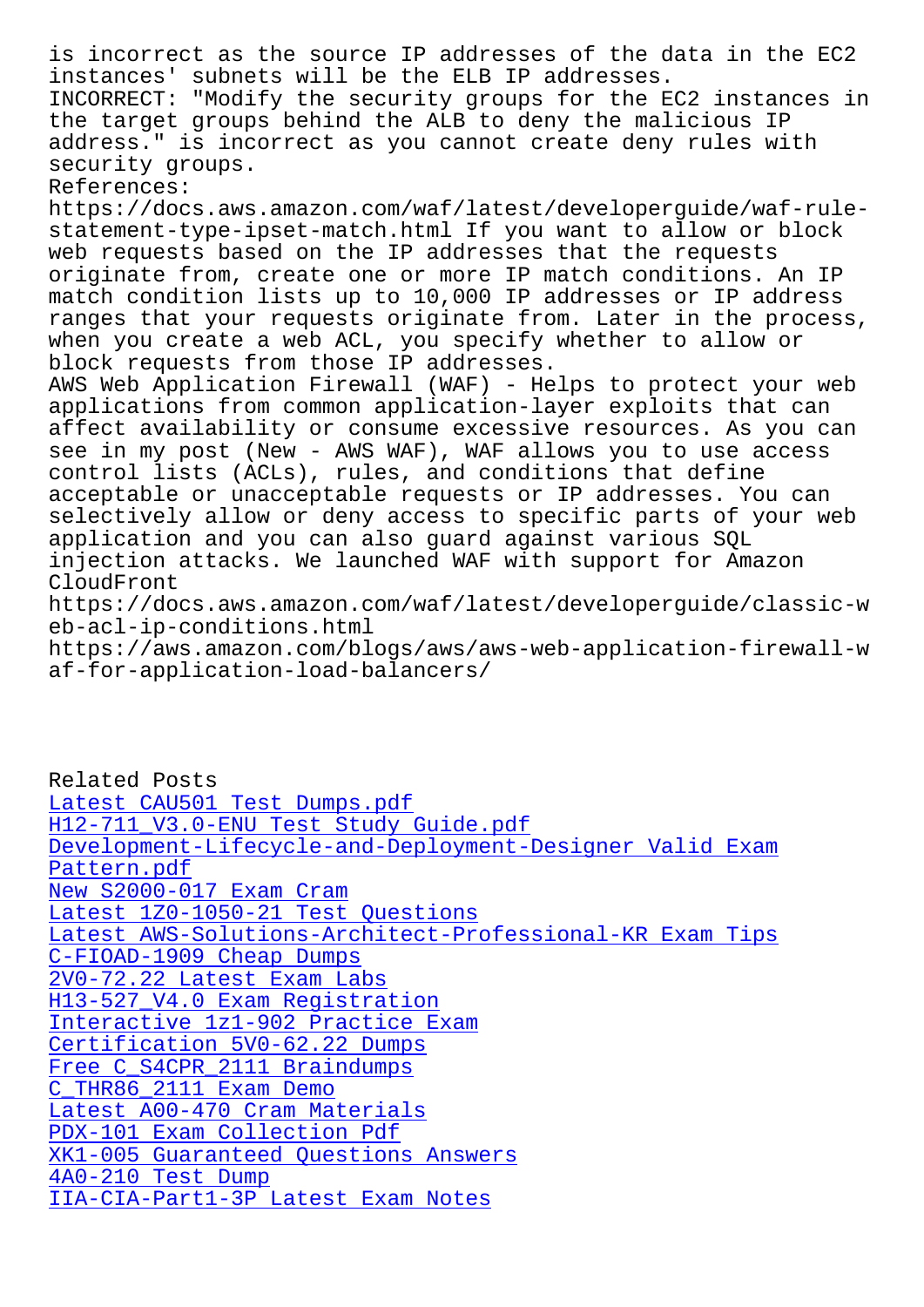is incorrect as the source IP addresses of the data in the EC2 instances' subnets will be the ELB IP addresses.
INCORRECT: "Modify the security groups for the EC2 instances in the target groups behind the ALB to deny the malicious IP address." is incorrect as you cannot create deny rules with security groups.
References:
https://docs.aws.amazon.com/waf/latest/developerguide/waf-rule-statement-type-ipset-match.html If you want to allow or block web requests based on the IP addresses that the requests originate from, create one or more IP match conditions. An IP match condition lists up to 10,000 IP addresses or IP address ranges that your requests originate from. Later in the process, when you create a web ACL, you specify whether to allow or block requests from those IP addresses.
AWS Web Application Firewall (WAF) - Helps to protect your web applications from common application-layer exploits that can affect availability or consume excessive resources. As you can see in my post (New - AWS WAF), WAF allows you to use access control lists (ACLs), rules, and conditions that define acceptable or unacceptable requests or IP addresses. You can selectively allow or deny access to specific parts of your web application and you can also guard against various SQL injection attacks. We launched WAF with support for Amazon CloudFront
https://docs.aws.amazon.com/waf/latest/developerguide/classic-web-acl-ip-conditions.html
https://aws.amazon.com/blogs/aws/aws-web-application-firewall-waf-for-application-load-balancers/

Related Posts
Latest CAU501 Test Dumps.pdf
H12-711_V3.0-ENU Test Study Guide.pdf
Development-Lifecycle-and-Deployment-Designer Valid Exam Pattern.pdf
New S2000-017 Exam Cram
Latest 1Z0-1050-21 Test Questions
Latest AWS-Solutions-Architect-Professional-KR Exam Tips
C-FIOAD-1909 Cheap Dumps
2V0-72.22 Latest Exam Labs
H13-527_V4.0 Exam Registration
Interactive 1z1-902 Practice Exam
Certification 5V0-62.22 Dumps
Free C_S4CPR_2111 Braindumps
C_THR86_2111 Exam Demo
Latest A00-470 Cram Materials
PDX-101 Exam Collection Pdf
XK1-005 Guaranteed Questions Answers
4A0-210 Test Dump
IIA-CIA-Part1-3P Latest Exam Notes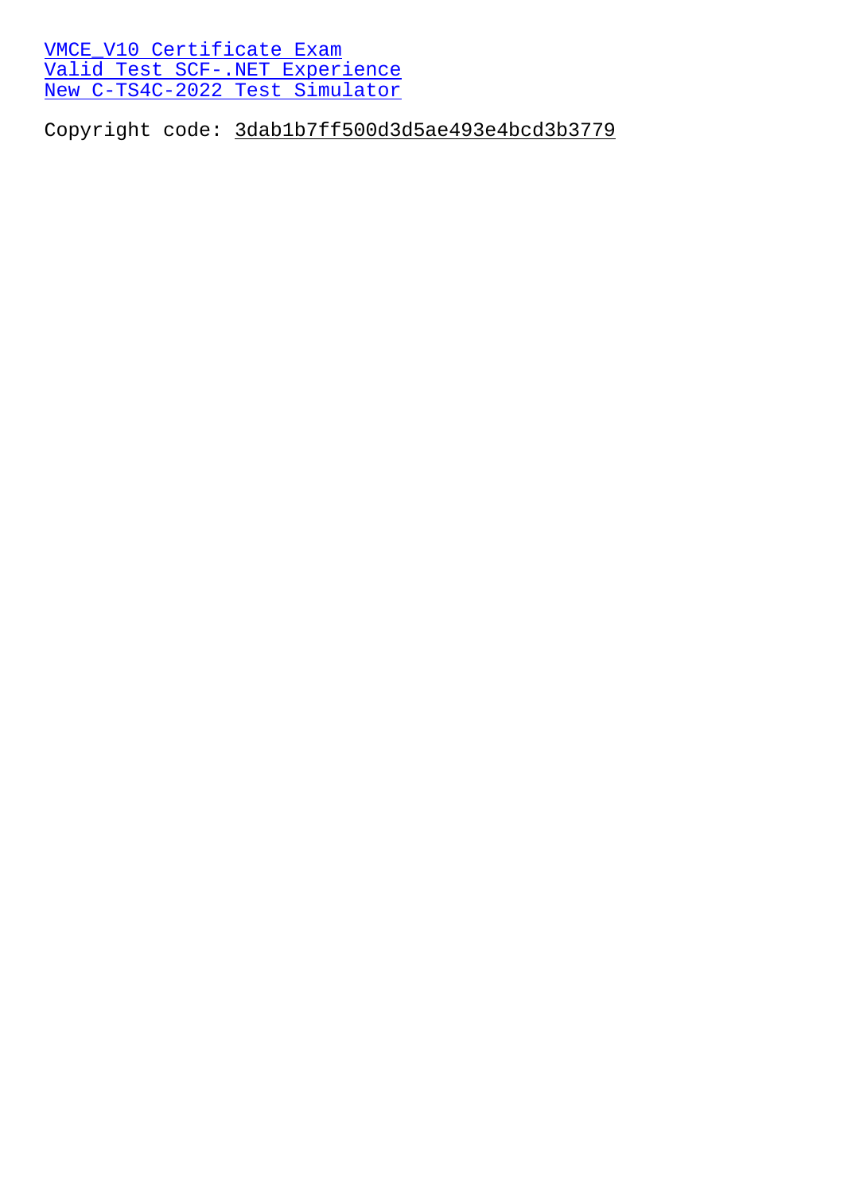VMCE_V10 Certificate Exam
Valid Test SCF-.NET Experience
New C-TS4C-2022 Test Simulator

Copyright code: 3dab1b7ff500d3d5ae493e4bcd3b3779